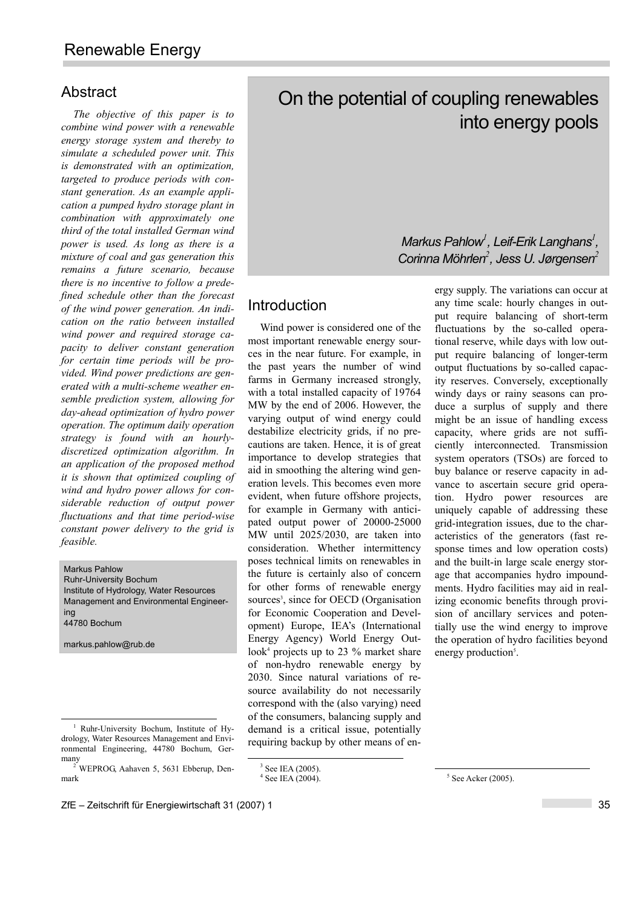# On the potential of coupling renewables into energy pools

Markus Pahlow[1], Leif-Erik Langhans[1], Corinna Möhrlen[2], Jess U. Jørgensen[2]

## Abstract

*The objective of this paper is to combine wind power with a renewable energy storage system and thereby to simulate a scheduled power unit. This is demonstrated with an optimization, targeted to produce periods with constant generation. As an example application a pumped hydro storage plant in combination with approximately one third of the total installed German wind power is used. As long as there is a mixture of coal and gas generation this remains a future scenario, because there is no incentive to follow a predefined schedule other than the forecast of the wind power generation. An indication on the ratio between installed wind power and required storage capacity to deliver constant generation for certain time periods will be provided. Wind power predictions are generated with a multi-scheme weather ensemble prediction system, allowing for day-ahead optimization of hydro power operation. The optimum daily operation strategy is found with an hourly-discretized optimization algorithm. In an application of the proposed method it is shown that optimized coupling of wind and hydro power allows for considerable reduction of output power fluctuations and that time period-wise constant power delivery to the grid is feasible.*

Markus Pahlow
Ruhr-University Bochum
Institute of Hydrology, Water Resources Management and Environmental Engineering
44780 Bochum

markus.pahlow@rub.de

## Introduction

Wind power is considered one of the most important renewable energy sources in the near future. For example, in the past years the number of wind farms in Germany increased strongly, with a total installed capacity of 19764 MW by the end of 2006. However, the varying output of wind energy could destabilize electricity grids, if no precautions are taken. Hence, it is of great importance to develop strategies that aid in smoothing the altering wind generation levels. This becomes even more evident, when future offshore projects, for example in Germany with anticipated output power of 20000-25000 MW until 2025/2030, are taken into consideration. Whether intermittency poses technical limits on renewables in the future is certainly also of concern for other forms of renewable energy sources[3], since for OECD (Organisation for Economic Cooperation and Development) Europe, IEA's (International Energy Agency) World Energy Outlook[4] projects up to 23 % market share of non-hydro renewable energy by 2030. Since natural variations of resource availability do not necessarily correspond with the (also varying) need of the consumers, balancing supply and demand is a critical issue, potentially requiring backup by other means of energy supply. The variations can occur at any time scale: hourly changes in output require balancing of short-term fluctuations by the so-called operational reserve, while days with low output require balancing of longer-term output fluctuations by so-called capacity reserves. Conversely, exceptionally windy days or rainy seasons can produce a surplus of supply and there might be an issue of handling excess capacity, where grids are not sufficiently interconnected. Transmission system operators (TSOs) are forced to buy balance or reserve capacity in advance to ascertain secure grid operation. Hydro power resources are uniquely capable of addressing these grid-integration issues, due to the characteristics of the generators (fast response times and low operation costs) and the built-in large scale energy storage that accompanies hydro impoundments. Hydro facilities may aid in realizing economic benefits through provision of ancillary services and potentially use the wind energy to improve the operation of hydro facilities beyond energy production[5].

---

[1] Ruhr-University Bochum, Institute of Hydrology, Water Resources Management and Environmental Engineering, 44780 Bochum, Germany

[2] WEPROG, Aahaven 5, 5631 Ebberup, Denmark

[3] See IEA (2005).

[4] See IEA (2004).

[5] See Acker (2005).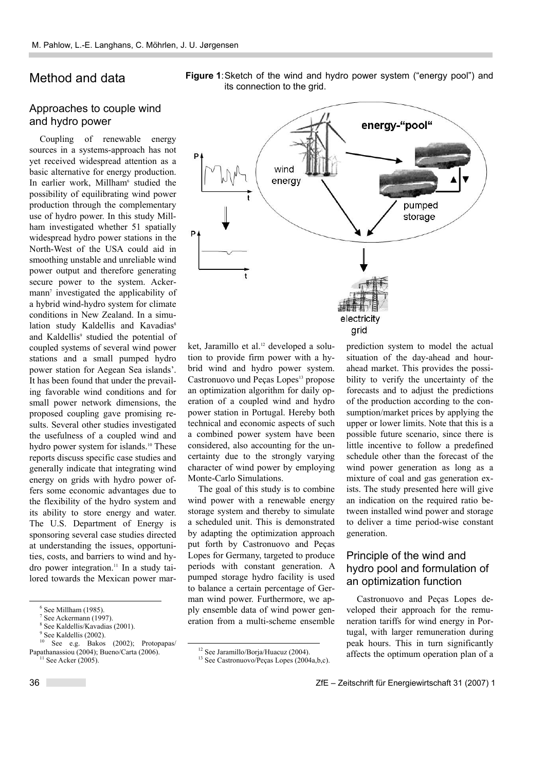## Method and data

### Approaches to couple wind and hydro power

Coupling of renewable energy sources in a systems-approach has not yet received widespread attention as a basic alternative for energy production. In earlier work, Millham[6] studied the possibility of equilibrating wind power production through the complementary use of hydro power. In this study Millham investigated whether 51 spatially widespread hydro power stations in the North-West of the USA could aid in smoothing unstable and unreliable wind power output and therefore generating secure power to the system. Ackermann[7] investigated the applicability of a hybrid wind-hydro system for climate conditions in New Zealand. In a simulation study Kaldellis and Kavadias[8] and Kaldellis[9] studied the potential of coupled systems of several wind power stations and a small pumped hydro power station for Aegean Sea islands'. It has been found that under the prevailing favorable wind conditions and for small power network dimensions, the proposed coupling gave promising results. Several other studies investigated the usefulness of a coupled wind and hydro power system for islands.[10] These reports discuss specific case studies and generally indicate that integrating wind energy on grids with hydro power offers some economic advantages due to the flexibility of the hydro system and its ability to store energy and water. The U.S. Department of Energy is sponsoring several case studies directed at understanding the issues, opportunities, costs, and barriers to wind and hydro power integration.[11] In a study tailored towards the Mexican power market, Jaramillo et al.[12] developed a solution to provide firm power with a hybrid wind and hydro power system. Castronuovo und Peças Lopes[13] propose an optimization algorithm for daily operation of a coupled wind and hydro power station in Portugal. Hereby both technical and economic aspects of such a combined power system have been considered, also accounting for the uncertainty due to the strongly varying character of wind power by employing Monte-Carlo Simulations.

**Figure 1**: Sketch of the wind and hydro power system ("energy pool") and its connection to the grid.

The goal of this study is to combine wind power with a renewable energy storage system and thereby to simulate a scheduled unit. This is demonstrated by adapting the optimization approach put forth by Castronuovo and Peças Lopes for Germany, targeted to produce periods with constant generation. A pumped storage hydro facility is used to balance a certain percentage of German wind power. Furthermore, we apply ensemble data of wind power generation from a multi-scheme ensemble prediction system to model the actual situation of the day-ahead and hour-ahead market. This provides the possibility to verify the uncertainty of the forecasts and to adjust the predictions of the production according to the consumption/market prices by applying the upper or lower limits. Note that this is a possible future scenario, since there is little incentive to follow a predefined schedule other than the forecast of the wind power generation as long as a mixture of coal and gas generation exists. The study presented here will give an indication on the required ratio between installed wind power and storage to deliver a time period-wise constant generation.

### Principle of the wind and hydro pool and formulation of an optimization function

Castronuovo and Peças Lopes developed their approach for the remuneration tariffs for wind energy in Portugal, with larger remuneration during peak hours. This in turn significantly affects the optimum operation plan of a

---

[6] See Millham (1985).

[7] See Ackermann (1997).

[8] See Kaldellis/Kavadias (2001).

[9] See Kaldellis (2002).

[10] See e.g. Bakos (2002); Protopapas/Papathanassiou (2004); Bueno/Carta (2006).

[11] See Acker (2005).

[12] See Jaramillo/Borja/Huacuz (2004).

[13] See Castronuovo/Peças Lopes (2004a,b,c).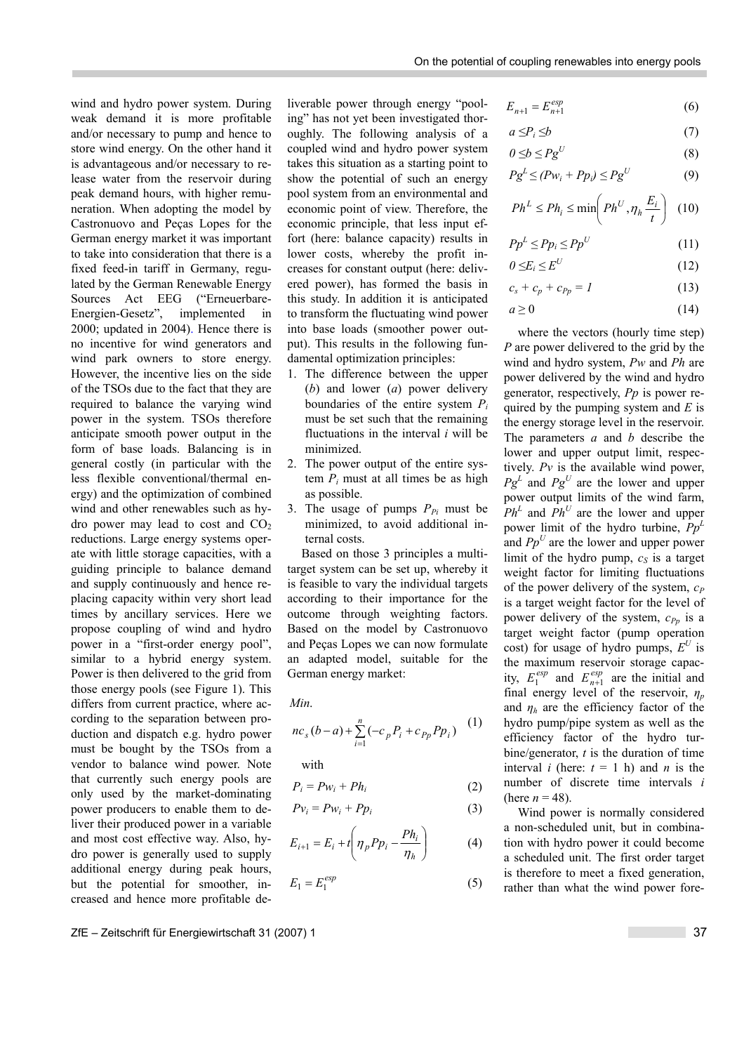wind and hydro power system. During weak demand it is more profitable and/or necessary to pump and hence to store wind energy. On the other hand it is advantageous and/or necessary to release water from the reservoir during peak demand hours, with higher remuneration. When adopting the model by Castronuovo and Peças Lopes for the German energy market it was important to take into consideration that there is a fixed feed-in tariff in Germany, regulated by the German Renewable Energy Sources Act EEG ("Erneuerbare-Energien-Gesetz", implemented in 2000; updated in 2004). Hence there is no incentive for wind generators and wind park owners to store energy. However, the incentive lies on the side of the TSOs due to the fact that they are required to balance the varying wind power in the system. TSOs therefore anticipate smooth power output in the form of base loads. Balancing is in general costly (in particular with the less flexible conventional/thermal energy) and the optimization of combined wind and other renewables such as hydro power may lead to cost and $CO_2$ reductions. Large energy systems operate with little storage capacities, with a guiding principle to balance demand and supply continuously and hence replacing capacity within very short lead times by ancillary services. Here we propose coupling of wind and hydro power in a "first-order energy pool", similar to a hybrid energy system. Power is then delivered to the grid from those energy pools (see Figure 1). This differs from current practice, where according to the separation between production and dispatch e.g. hydro power must be bought by the TSOs from a vendor to balance wind power. Note that currently such energy pools are only used by the market-dominating power producers to enable them to deliver their produced power in a variable and most cost effective way. Also, hydro power is generally used to supply additional energy during peak hours, but the potential for smoother, increased and hence more profitable deliverable power through energy "pooling" has not yet been investigated thoroughly. The following analysis of a coupled wind and hydro power system takes this situation as a starting point to show the potential of such an energy pool system from an environmental and economic point of view. Therefore, the economic principle, that less input effort (here: balance capacity) results in lower costs, whereby the profit increases for constant output (here: delivered power), has formed the basis in this study. In addition it is anticipated to transform the fluctuating wind power into base loads (smoother power output). This results in the following fundamental optimization principles:

1. The difference between the upper ($b$) and lower ($a$) power delivery boundaries of the entire system $P_i$ must be set such that the remaining fluctuations in the interval $i$ will be minimized.
2. The power output of the entire system $P_i$ must at all times be as high as possible.
3. The usage of pumps $P_{Pi}$ must be minimized, to avoid additional internal costs.

Based on those 3 principles a multi-target system can be set up, whereby it is feasible to vary the individual targets according to their importance for the outcome through weighting factors. Based on the model by Castronuovo and Peças Lopes we can now formulate an adapted model, suitable for the German energy market:

*Min.*

$$n c_s (b-a) + \sum_{i=1}^{n} (-c_p P_i + c_{Pp} Pp_i) \quad (1)$$

with

$$P_i = Pw_i + Ph_i \quad (2)$$

$$Pv_i = Pw_i + Pp_i \quad (3)$$

$$E_{i+1} = E_i + t\left(\eta_p Pp_i - \frac{Ph_i}{\eta_h}\right) \quad (4)$$

$$E_1 = E_1^{esp} \quad (5)$$

$$E_{n+1} = E_{n+1}^{esp} \quad (6)$$

$$a \le P_i \le b \quad (7)$$

$$0 \le b \le Pg^U \quad (8)$$

$$Pg^L \le (Pw_i + Pp_i) \le Pg^U \quad (9)$$

$$Ph^L \le Ph_i \le \min\left(Ph^U, \eta_h \frac{E_i}{t}\right) \quad (10)$$

$$Pp^L \le Pp_i \le Pp^U \quad (11)$$

$$0 \le E_i \le E^U \quad (12)$$

$$c_s + c_p + c_{Pp} = 1 \quad (13)$$

$$a \ge 0 \quad (14)$$

where the vectors (hourly time step) $P$ are power delivered to the grid by the wind and hydro system, $Pw$ and $Ph$ are power delivered by the wind and hydro generator, respectively, $Pp$ is power required by the pumping system and $E$ is the energy storage level in the reservoir. The parameters $a$ and $b$ describe the lower and upper output limit, respectively. $Pv$ is the available wind power, $Pg^L$ and $Pg^U$ are the lower and upper power output limits of the wind farm, $Ph^L$ and $Ph^U$ are the lower and upper power limit of the hydro turbine, $Pp^L$ and $Pp^U$ are the lower and upper power limit of the hydro pump, $c_S$ is a target weight factor for limiting fluctuations of the power delivery of the system, $c_P$ is a target weight factor for the level of power delivery of the system, $c_{Pp}$ is a target weight factor (pump operation cost) for usage of hydro pumps, $E^U$ is the maximum reservoir storage capacity, $E_1^{esp}$ and $E_{n+1}^{esp}$ are the initial and final energy level of the reservoir, $\eta_p$ and $\eta_h$ are the efficiency factor of the hydro pump/pipe system as well as the efficiency factor of the hydro turbine/generator, $t$ is the duration of time interval $i$ (here: $t$ = 1 h) and $n$ is the number of discrete time intervals $i$ (here $n$ = 48).

Wind power is normally considered a non-scheduled unit, but in combination with hydro power it could become a scheduled unit. The first order target is therefore to meet a fixed generation, rather than what the wind power fore-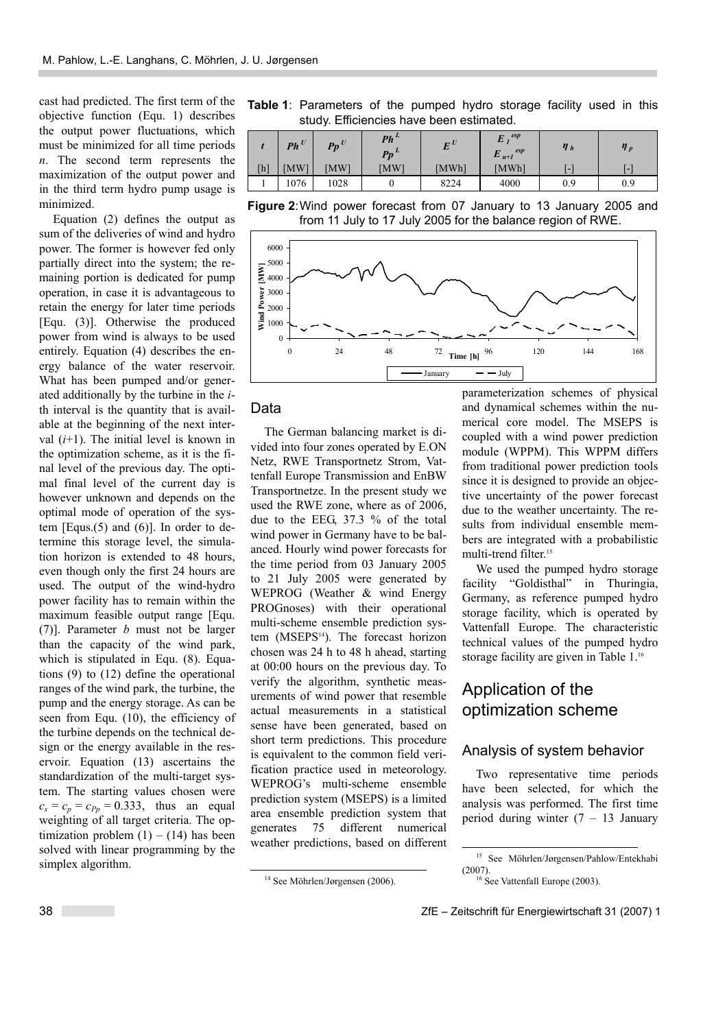cast had predicted. The first term of the objective function (Equ. 1) describes the output power fluctuations, which must be minimized for all time periods $n$. The second term represents the maximization of the output power and in the third term hydro pump usage is minimized.

Equation (2) defines the output as sum of the deliveries of wind and hydro power. The former is however fed only partially direct into the system; the remaining portion is dedicated for pump operation, in case it is advantageous to retain the energy for later time periods [Equ. (3)]. Otherwise the produced power from wind is always to be used entirely. Equation (4) describes the energy balance of the water reservoir. What has been pumped and/or generated additionally by the turbine in the $i$-th interval is the quantity that is available at the beginning of the next interval ($i$+1). The initial level is known in the optimization scheme, as it is the final level of the previous day. The optimal final level of the current day is however unknown and depends on the optimal mode of operation of the system [Equs.(5) and (6)]. In order to determine this storage level, the simulation horizon is extended to 48 hours, even though only the first 24 hours are used. The output of the wind-hydro power facility has to remain within the maximum feasible output range [Equ. (7)]. Parameter $b$ must not be larger than the capacity of the wind park, which is stipulated in Equ. (8). Equations (9) to (12) define the operational ranges of the wind park, the turbine, the pump and the energy storage. As can be seen from Equ. (10), the efficiency of the turbine depends on the technical design or the energy available in the reservoir. Equation (13) ascertains the standardization of the multi-target system. The starting values chosen were $c_s = c_p = c_{Pp} = 0.333$, thus an equal weighting of all target criteria. The optimization problem (1) – (14) has been solved with linear programming by the simplex algorithm.

**Table 1**: Parameters of the pumped hydro storage facility used in this study. Efficiencies have been estimated.

| $t$ | $Ph^U$ | $Pp^U$ | $Ph^L$ $Pp^L$ | $E^U$ | $E_1^{esp}$ $E_{n+1}^{esp}$ | $\eta_h$ | $\eta_p$ |
|---|---|---|---|---|---|---|---|
| [h] | [MW] | [MW] | [MW] | [MWh] | [MWh] | [-] | [-] |
| 1 | 1076 | 1028 | 0 | 8224 | 4000 | 0.9 | 0.9 |

**Figure 2**: Wind power forecast from 07 January to 13 January 2005 and from 11 July to 17 July 2005 for the balance region of RWE.

## Data

The German balancing market is divided into four zones operated by E.ON Netz, RWE Transportnetz Strom, Vattenfall Europe Transmission and EnBW Transportnetze. In the present study we used the RWE zone, where as of 2006, due to the EEG, 37.3 % of the total wind power in Germany have to be balanced. Hourly wind power forecasts for the time period from 03 January 2005 to 21 July 2005 were generated by WEPROG (Weather & wind Energy PROGnoses) with their operational multi-scheme ensemble prediction system (MSEPS[14]). The forecast horizon chosen was 24 h to 48 h ahead, starting at 00:00 hours on the previous day. To verify the algorithm, synthetic measurements of wind power that resemble actual measurements in a statistical sense have been generated, based on short term predictions. This procedure is equivalent to the common field verification practice used in meteorology. WEPROG's multi-scheme ensemble prediction system (MSEPS) is a limited area ensemble prediction system that generates 75 different numerical weather predictions, based on different parameterization schemes of physical and dynamical schemes within the numerical core model. The MSEPS is coupled with a wind power prediction module (WPPM). This WPPM differs from traditional power prediction tools since it is designed to provide an objective uncertainty of the power forecast due to the weather uncertainty. The results from individual ensemble members are integrated with a probabilistic multi-trend filter.[15]

We used the pumped hydro storage facility "Goldisthal" in Thuringia, Germany, as reference pumped hydro storage facility, which is operated by Vattenfall Europe. The characteristic technical values of the pumped hydro storage facility are given in Table 1.[16]

# Application of the optimization scheme

## Analysis of system behavior

Two representative time periods have been selected, for which the analysis was performed. The first time period during winter (7 – 13 January

[14] See Möhrlen/Jørgensen (2006).

[15] See Möhrlen/Jørgensen/Pahlow/Entekhabi (2007).

[16] See Vattenfall Europe (2003).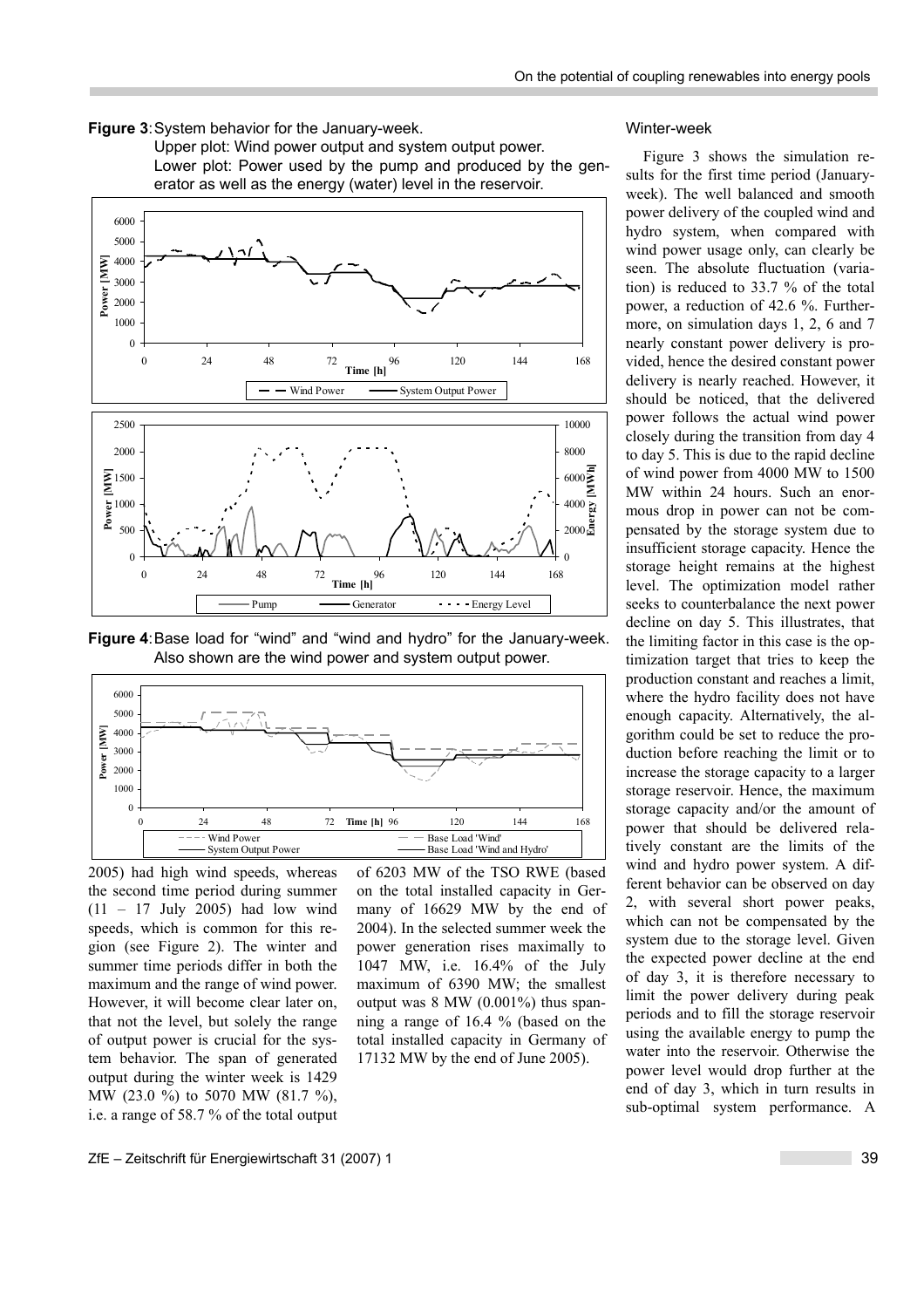**Figure 3**: System behavior for the January-week.
Upper plot: Wind power output and system output power.
Lower plot: Power used by the pump and produced by the generator as well as the energy (water) level in the reservoir.

**Figure 4**: Base load for "wind" and "wind and hydro" for the January-week. Also shown are the wind power and system output power.

2005) had high wind speeds, whereas the second time period during summer (11 – 17 July 2005) had low wind speeds, which is common for this region (see Figure 2). The winter and summer time periods differ in both the maximum and the range of wind power. However, it will become clear later on, that not the level, but solely the range of output power is crucial for the system behavior. The span of generated output during the winter week is 1429 MW (23.0 %) to 5070 MW (81.7 %), i.e. a range of 58.7 % of the total output of 6203 MW of the TSO RWE (based on the total installed capacity in Germany of 16629 MW by the end of 2004). In the selected summer week the power generation rises maximally to 1047 MW, i.e. 16.4% of the July maximum of 6390 MW; the smallest output was 8 MW (0.001%) thus spanning a range of 16.4 % (based on the total installed capacity in Germany of 17132 MW by the end of June 2005).

Winter-week

Figure 3 shows the simulation results for the first time period (January-week). The well balanced and smooth power delivery of the coupled wind and hydro system, when compared with wind power usage only, can clearly be seen. The absolute fluctuation (variation) is reduced to 33.7 % of the total power, a reduction of 42.6 %. Furthermore, on simulation days 1, 2, 6 and 7 nearly constant power delivery is provided, hence the desired constant power delivery is nearly reached. However, it should be noticed, that the delivered power follows the actual wind power closely during the transition from day 4 to day 5. This is due to the rapid decline of wind power from 4000 MW to 1500 MW within 24 hours. Such an enormous drop in power can not be compensated by the storage system due to insufficient storage capacity. Hence the storage height remains at the highest level. The optimization model rather seeks to counterbalance the next power decline on day 5. This illustrates, that the limiting factor in this case is the optimization target that tries to keep the production constant and reaches a limit, where the hydro facility does not have enough capacity. Alternatively, the algorithm could be set to reduce the production before reaching the limit or to increase the storage capacity to a larger storage reservoir. Hence, the maximum storage capacity and/or the amount of power that should be delivered relatively constant are the limits of the wind and hydro power system. A different behavior can be observed on day 2, with several short power peaks, which can not be compensated by the system due to the storage level. Given the expected power decline at the end of day 3, it is therefore necessary to limit the power delivery during peak periods and to fill the storage reservoir using the available energy to pump the water into the reservoir. Otherwise the power level would drop further at the end of day 3, which in turn results in sub-optimal system performance. A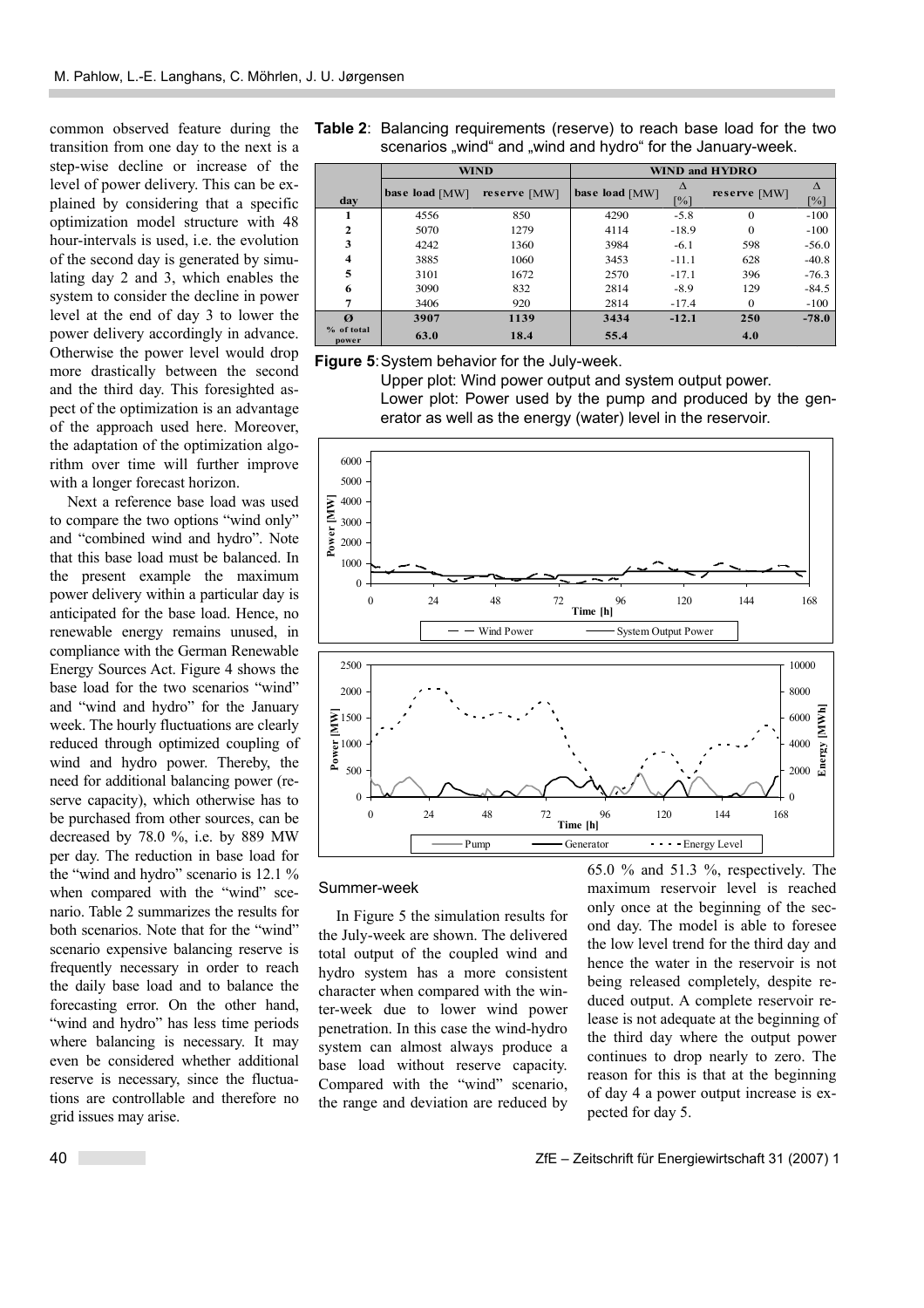common observed feature during the transition from one day to the next is a step-wise decline or increase of the level of power delivery. This can be explained by considering that a specific optimization model structure with 48 hour-intervals is used, i.e. the evolution of the second day is generated by simulating day 2 and 3, which enables the system to consider the decline in power level at the end of day 3 to lower the power delivery accordingly in advance. Otherwise the power level would drop more drastically between the second and the third day. This foresighted aspect of the optimization is an advantage of the approach used here. Moreover, the adaptation of the optimization algorithm over time will further improve with a longer forecast horizon.

Next a reference base load was used to compare the two options "wind only" and "combined wind and hydro". Note that this base load must be balanced. In the present example the maximum power delivery within a particular day is anticipated for the base load. Hence, no renewable energy remains unused, in compliance with the German Renewable Energy Sources Act. Figure 4 shows the base load for the two scenarios "wind" and "wind and hydro" for the January week. The hourly fluctuations are clearly reduced through optimized coupling of wind and hydro power. Thereby, the need for additional balancing power (reserve capacity), which otherwise has to be purchased from other sources, can be decreased by 78.0 %, i.e. by 889 MW per day. The reduction in base load for the "wind and hydro" scenario is 12.1 % when compared with the "wind" scenario. Table 2 summarizes the results for both scenarios. Note that for the "wind" scenario expensive balancing reserve is frequently necessary in order to reach the daily base load and to balance the forecasting error. On the other hand, "wind and hydro" has less time periods where balancing is necessary. It may even be considered whether additional reserve is necessary, since the fluctuations are controllable and therefore no grid issues may arise.

**Table 2**: Balancing requirements (reserve) to reach base load for the two scenarios „wind" and „wind and hydro" for the January-week.

| | WIND | | WIND and HYDRO | | | |
|---|---|---|---|---|---|---|
| day | base load [MW] | reserve [MW] | base load [MW] | Δ [%] | reserve [MW] | Δ [%] |
| 1 | 4556 | 850 | 4290 | -5.8 | 0 | -100 |
| 2 | 5070 | 1279 | 4114 | -18.9 | 0 | -100 |
| 3 | 4242 | 1360 | 3984 | -6.1 | 598 | -56.0 |
| 4 | 3885 | 1060 | 3453 | -11.1 | 628 | -40.8 |
| 5 | 3101 | 1672 | 2570 | -17.1 | 396 | -76.3 |
| 6 | 3090 | 832 | 2814 | -8.9 | 129 | -84.5 |
| 7 | 3406 | 920 | 2814 | -17.4 | 0 | -100 |
| **Ø** | **3907** | **1139** | **3434** | **-12.1** | **250** | **-78.0** |
| **% of total power** | **63.0** | **18.4** | **55.4** | | **4.0** | |

**Figure 5**: System behavior for the July-week.
Upper plot: Wind power output and system output power.
Lower plot: Power used by the pump and produced by the generator as well as the energy (water) level in the reservoir.

## Summer-week

In Figure 5 the simulation results for the July-week are shown. The delivered total output of the coupled wind and hydro system has a more consistent character when compared with the winter-week due to lower wind power penetration. In this case the wind-hydro system can almost always produce a base load without reserve capacity. Compared with the "wind" scenario, the range and deviation are reduced by 65.0 % and 51.3 %, respectively. The maximum reservoir level is reached only once at the beginning of the second day. The model is able to foresee the low level trend for the third day and hence the water in the reservoir is not being released completely, despite reduced output. A complete reservoir release is not adequate at the beginning of the third day where the output power continues to drop nearly to zero. The reason for this is that at the beginning of day 4 a power output increase is expected for day 5.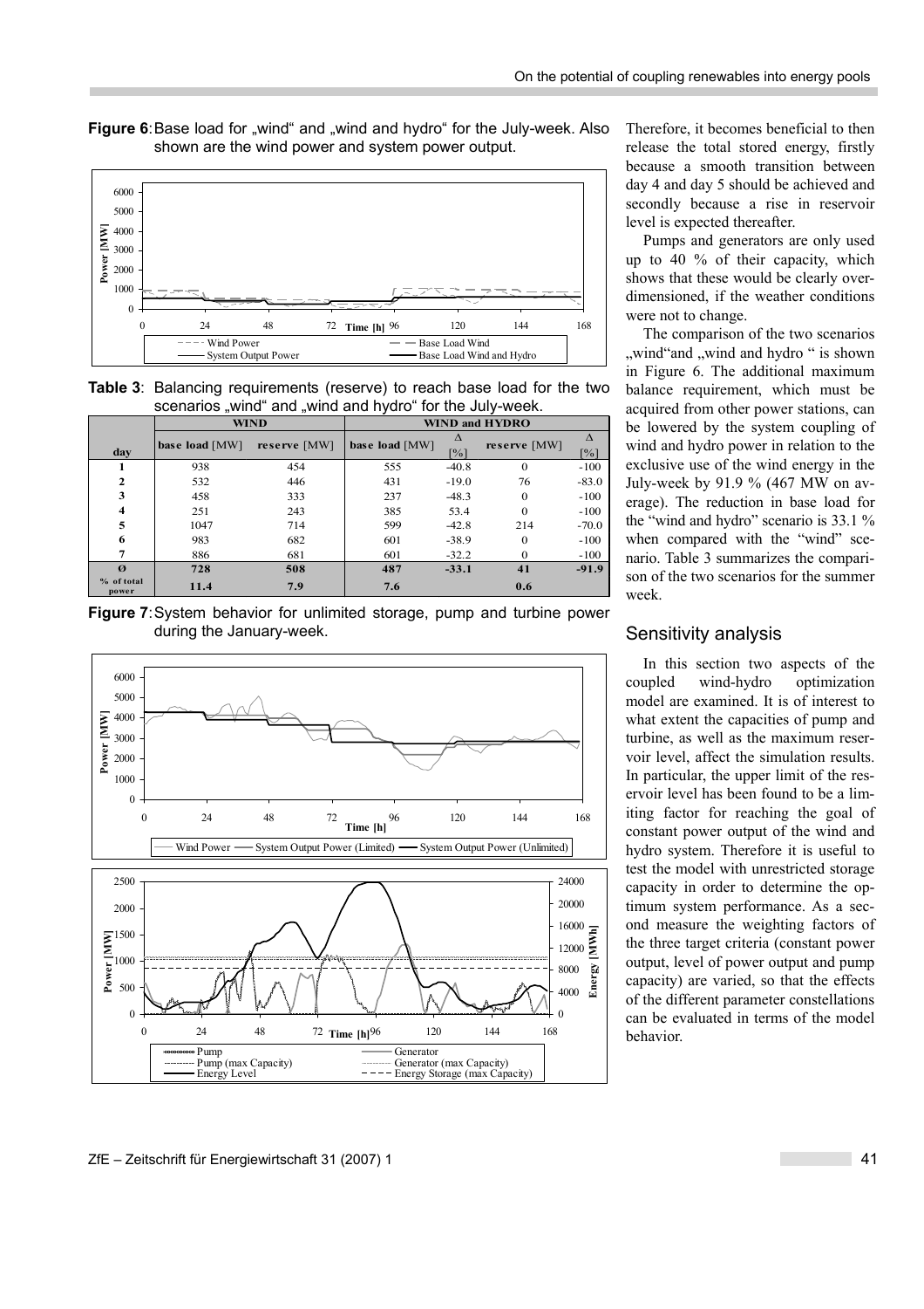**Figure 6**: Base load for „wind" and „wind and hydro" for the July-week. Also shown are the wind power and system power output.

**Table 3**: Balancing requirements (reserve) to reach base load for the two scenarios „wind" and „wind and hydro" for the July-week.

| | WIND | | WIND and HYDRO | | | |
|---|---|---|---|---|---|---|
| day | base load [MW] | reserve [MW] | base load [MW] | Δ [%] | reserve [MW] | Δ [%] |
| 1 | 938 | 454 | 555 | -40.8 | 0 | -100 |
| 2 | 532 | 446 | 431 | -19.0 | 76 | -83.0 |
| 3 | 458 | 333 | 237 | -48.3 | 0 | -100 |
| 4 | 251 | 243 | 385 | 53.4 | 0 | -100 |
| 5 | 1047 | 714 | 599 | -42.8 | 214 | -70.0 |
| 6 | 983 | 682 | 601 | -38.9 | 0 | -100 |
| 7 | 886 | 681 | 601 | -32.2 | 0 | -100 |
| Ø | **728** | **508** | **487** | **-33.1** | **41** | **-91.9** |
| % of total power | **11.4** | **7.9** | **7.6** | | **0.6** | |

**Figure 7**: System behavior for unlimited storage, pump and turbine power during the January-week.

Therefore, it becomes beneficial to then release the total stored energy, firstly because a smooth transition between day 4 and day 5 should be achieved and secondly because a rise in reservoir level is expected thereafter.

Pumps and generators are only used up to 40 % of their capacity, which shows that these would be clearly overdimensioned, if the weather conditions were not to change.

The comparison of the two scenarios „wind"and „wind and hydro " is shown in Figure 6. The additional maximum balance requirement, which must be acquired from other power stations, can be lowered by the system coupling of wind and hydro power in relation to the exclusive use of the wind energy in the July-week by 91.9 % (467 MW on average). The reduction in base load for the "wind and hydro" scenario is 33.1 % when compared with the "wind" scenario. Table 3 summarizes the comparison of the two scenarios for the summer week.

## Sensitivity analysis

In this section two aspects of the coupled wind-hydro optimization model are examined. It is of interest to what extent the capacities of pump and turbine, as well as the maximum reservoir level, affect the simulation results. In particular, the upper limit of the reservoir level has been found to be a limiting factor for reaching the goal of constant power output of the wind and hydro system. Therefore it is useful to test the model with unrestricted storage capacity in order to determine the optimum system performance. As a second measure the weighting factors of the three target criteria (constant power output, level of power output and pump capacity) are varied, so that the effects of the different parameter constellations can be evaluated in terms of the model behavior.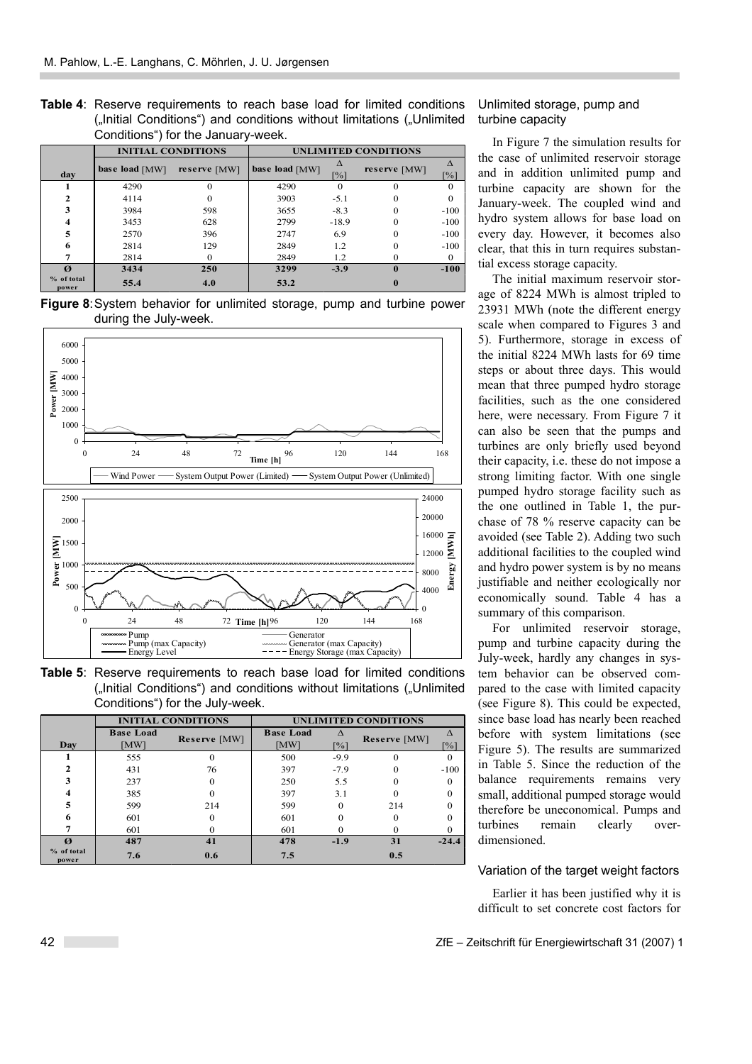**Table 4**: Reserve requirements to reach base load for limited conditions („Initial Conditions") and conditions without limitations („Unlimited Conditions") for the January-week.

| | INITIAL CONDITIONS | | UNLIMITED CONDITIONS | | | |
|---|---|---|---|---|---|---|
| day | base load [MW] | reserve [MW] | base load [MW] | Δ [%] | reserve [MW] | Δ [%] |
| 1 | 4290 | 0 | 4290 | 0 | 0 | 0 |
| 2 | 4114 | 0 | 3903 | -5.1 | 0 | 0 |
| 3 | 3984 | 598 | 3655 | -8.3 | 0 | -100 |
| 4 | 3453 | 628 | 2799 | -18.9 | 0 | -100 |
| 5 | 2570 | 396 | 2747 | 6.9 | 0 | -100 |
| 6 | 2814 | 129 | 2849 | 1.2 | 0 | -100 |
| 7 | 2814 | 0 | 2849 | 1.2 | 0 | 0 |
| **Ø** | **3434** | **250** | **3299** | **-3.9** | **0** | **-100** |
| **% of total power** | **55.4** | **4.0** | **53.2** | | **0** | |

**Figure 8**: System behavior for unlimited storage, pump and turbine power during the July-week.

**Table 5**: Reserve requirements to reach base load for limited conditions („Initial Conditions") and conditions without limitations („Unlimited Conditions") for the July-week.

| | INITIAL CONDITIONS | | UNLIMITED CONDITIONS | | | |
|---|---|---|---|---|---|---|
| Day | Base Load [MW] | Reserve [MW] | Base Load [MW] | Δ [%] | Reserve [MW] | Δ [%] |
| 1 | 555 | 0 | 500 | -9.9 | 0 | 0 |
| 2 | 431 | 76 | 397 | -7.9 | 0 | -100 |
| 3 | 237 | 0 | 250 | 5.5 | 0 | 0 |
| 4 | 385 | 0 | 397 | 3.1 | 0 | 0 |
| 5 | 599 | 214 | 599 | 0 | 214 | 0 |
| 6 | 601 | 0 | 601 | 0 | 0 | 0 |
| 7 | 601 | 0 | 601 | 0 | 0 | 0 |
| **Ø** | **487** | **41** | **478** | **-1.9** | **31** | **-24.4** |
| **% of total power** | **7.6** | **0.6** | **7.5** | | **0.5** | |

### Unlimited storage, pump and turbine capacity

In Figure 7 the simulation results for the case of unlimited reservoir storage and in addition unlimited pump and turbine capacity are shown for the January-week. The coupled wind and hydro system allows for base load on every day. However, it becomes also clear, that this in turn requires substantial excess storage capacity.

The initial maximum reservoir storage of 8224 MWh is almost tripled to 23931 MWh (note the different energy scale when compared to Figures 3 and 5). Furthermore, storage in excess of the initial 8224 MWh lasts for 69 time steps or about three days. This would mean that three pumped hydro storage facilities, such as the one considered here, were necessary. From Figure 7 it can also be seen that the pumps and turbines are only briefly used beyond their capacity, i.e. these do not impose a strong limiting factor. With one single pumped hydro storage facility such as the one outlined in Table 1, the purchase of 78 % reserve capacity can be avoided (see Table 2). Adding two such additional facilities to the coupled wind and hydro power system is by no means justifiable and neither ecologically nor economically sound. Table 4 has a summary of this comparison.

For unlimited reservoir storage, pump and turbine capacity during the July-week, hardly any changes in system behavior can be observed compared to the case with limited capacity (see Figure 8). This could be expected, since base load has nearly been reached before with system limitations (see Figure 5). The results are summarized in Table 5. Since the reduction of the balance requirements remains very small, additional pumped storage would therefore be uneconomical. Pumps and turbines remain clearly over-dimensioned.

### Variation of the target weight factors

Earlier it has been justified why it is difficult to set concrete cost factors for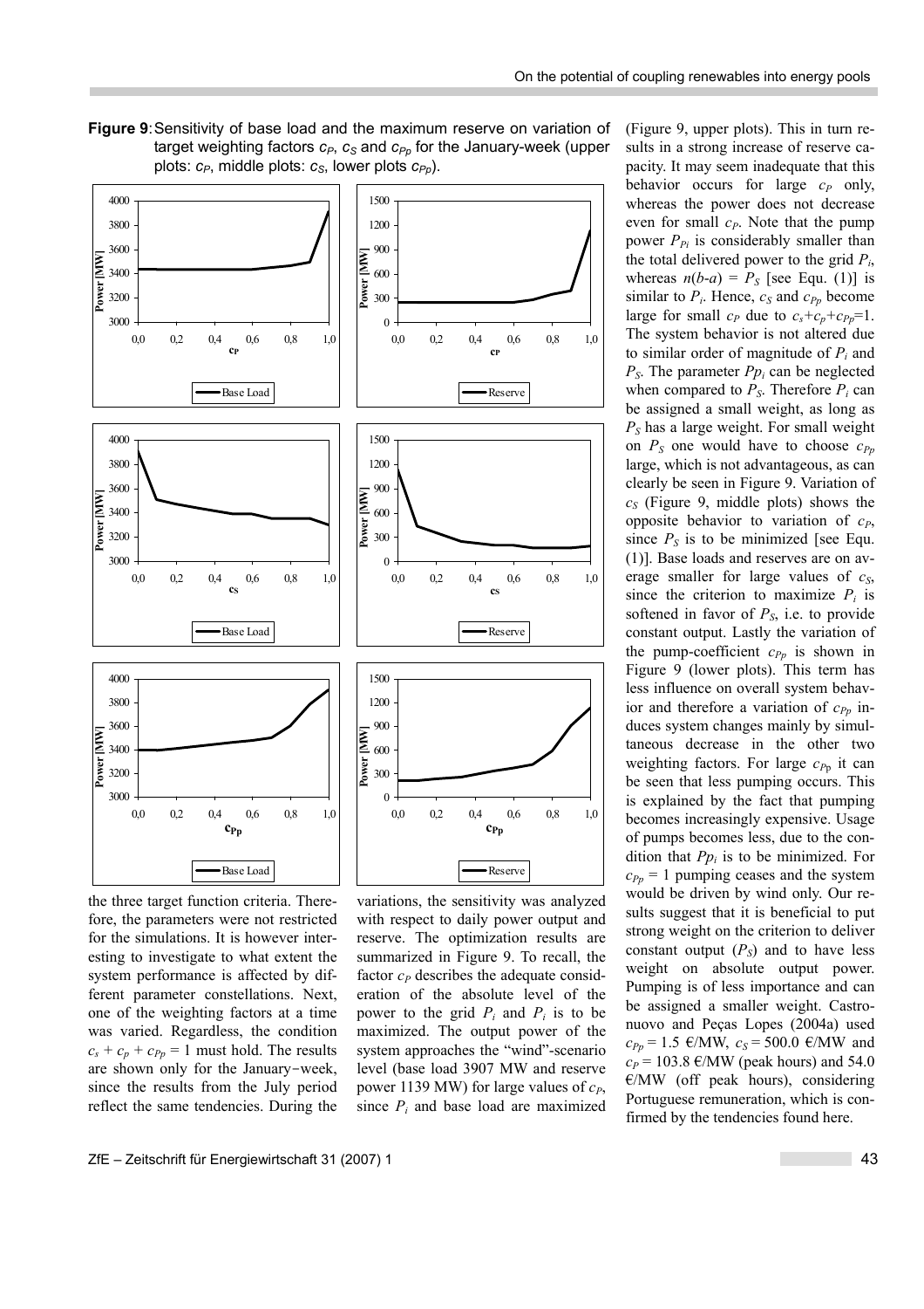**Figure 9**: Sensitivity of base load and the maximum reserve on variation of target weighting factors $c_P$, $c_S$ and $c_{Pp}$ for the January-week (upper plots: $c_P$, middle plots: $c_S$, lower plots $c_{Pp}$).

the three target function criteria. Therefore, the parameters were not restricted for the simulations. It is however interesting to investigate to what extent the system performance is affected by different parameter constellations. Next, one of the weighting factors at a time was varied. Regardless, the condition $c_s + c_p + c_{Pp} = 1$ must hold. The results are shown only for the January−week, since the results from the July period reflect the same tendencies. During the variations, the sensitivity was analyzed with respect to daily power output and reserve. The optimization results are summarized in Figure 9. To recall, the factor $c_P$ describes the adequate consideration of the absolute level of the power to the grid $P_i$ and $P_i$ is to be maximized. The output power of the system approaches the "wind"-scenario level (base load 3907 MW and reserve power 1139 MW) for large values of $c_P$, since $P_i$ and base load are maximized (Figure 9, upper plots). This in turn results in a strong increase of reserve capacity. It may seem inadequate that this behavior occurs for large $c_P$ only, whereas the power does not decrease even for small $c_P$. Note that the pump power $P_{Pi}$ is considerably smaller than the total delivered power to the grid $P_i$, whereas $n(b\text{-}a) = P_S$ [see Equ. (1)] is similar to $P_i$. Hence, $c_S$ and $c_{Pp}$ become large for small $c_P$ due to $c_s+c_p+c_{Pp}=1$. The system behavior is not altered due to similar order of magnitude of $P_i$ and $P_S$. The parameter $Pp_i$ can be neglected when compared to $P_S$. Therefore $P_i$ can be assigned a small weight, as long as $P_S$ has a large weight. For small weight on $P_S$ one would have to choose $c_{Pp}$ large, which is not advantageous, as can clearly be seen in Figure 9. Variation of $c_S$ (Figure 9, middle plots) shows the opposite behavior to variation of $c_P$, since $P_S$ is to be minimized [see Equ. (1)]. Base loads and reserves are on average smaller for large values of $c_S$, since the criterion to maximize $P_i$ is softened in favor of $P_S$, i.e. to provide constant output. Lastly the variation of the pump-coefficient $c_{Pp}$ is shown in Figure 9 (lower plots). This term has less influence on overall system behavior and therefore a variation of $c_{Pp}$ induces system changes mainly by simultaneous decrease in the other two weighting factors. For large $c_{Pp}$ it can be seen that less pumping occurs. This is explained by the fact that pumping becomes increasingly expensive. Usage of pumps becomes less, due to the condition that $Pp_i$ is to be minimized. For $c_{Pp} = 1$ pumping ceases and the system would be driven by wind only. Our results suggest that it is beneficial to put strong weight on the criterion to deliver constant output ($P_S$) and to have less weight on absolute output power. Pumping is of less importance and can be assigned a smaller weight. Castronuovo and Peças Lopes (2004a) used $c_{Pp} = 1.5$ €/MW, $c_S = 500.0$ €/MW and $c_P = 103.8$ €/MW (peak hours) and 54.0 €/MW (off peak hours), considering Portuguese remuneration, which is confirmed by the tendencies found here.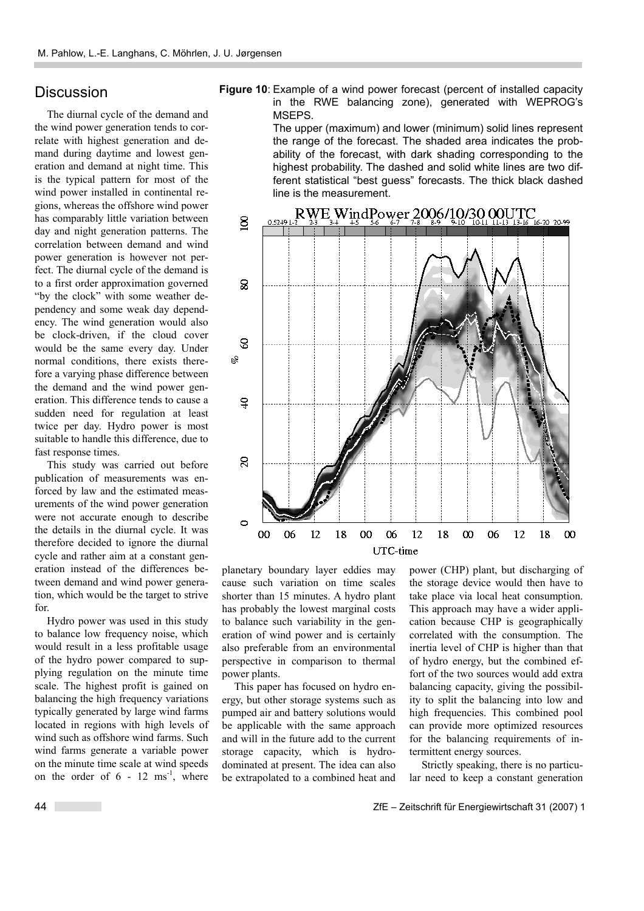## Discussion

The diurnal cycle of the demand and the wind power generation tends to correlate with highest generation and demand during daytime and lowest generation and demand at night time. This is the typical pattern for most of the wind power installed in continental regions, whereas the offshore wind power has comparably little variation between day and night generation patterns. The correlation between demand and wind power generation is however not perfect. The diurnal cycle of the demand is to a first order approximation governed "by the clock" with some weather dependency and some weak day dependency. The wind generation would also be clock-driven, if the cloud cover would be the same every day. Under normal conditions, there exists therefore a varying phase difference between the demand and the wind power generation. This difference tends to cause a sudden need for regulation at least twice per day. Hydro power is most suitable to handle this difference, due to fast response times.

This study was carried out before publication of measurements was enforced by law and the estimated measurements of the wind power generation were not accurate enough to describe the details in the diurnal cycle. It was therefore decided to ignore the diurnal cycle and rather aim at a constant generation instead of the differences between demand and wind power generation, which would be the target to strive for.

Hydro power was used in this study to balance low frequency noise, which would result in a less profitable usage of the hydro power compared to supplying regulation on the minute time scale. The highest profit is gained on balancing the high frequency variations typically generated by large wind farms located in regions with high levels of wind such as offshore wind farms. Such wind farms generate a variable power on the minute time scale at wind speeds on the order of 6 - 12 $ms^{-1}$, where planetary boundary layer eddies may cause such variation on time scales shorter than 15 minutes. A hydro plant has probably the lowest marginal costs to balance such variability in the generation of wind power and is certainly also preferable from an environmental perspective in comparison to thermal power plants.

**Figure 10**: Example of a wind power forecast (percent of installed capacity in the RWE balancing zone), generated with WEPROG's MSEPS.
The upper (maximum) and lower (minimum) solid lines represent the range of the forecast. The shaded area indicates the probability of the forecast, with dark shading corresponding to the highest probability. The dashed and solid white lines are two different statistical "best guess" forecasts. The thick black dashed line is the measurement.

This paper has focused on hydro energy, but other storage systems such as pumped air and battery solutions would be applicable with the same approach and will in the future add to the current storage capacity, which is hydro-dominated at present. The idea can also be extrapolated to a combined heat and power (CHP) plant, but discharging of the storage device would then have to take place via local heat consumption. This approach may have a wider application because CHP is geographically correlated with the consumption. The inertia level of CHP is higher than that of hydro energy, but the combined effort of the two sources would add extra balancing capacity, giving the possibility to split the balancing into low and high frequencies. This combined pool can provide more optimized resources for the balancing requirements of intermittent energy sources.

Strictly speaking, there is no particular need to keep a constant generation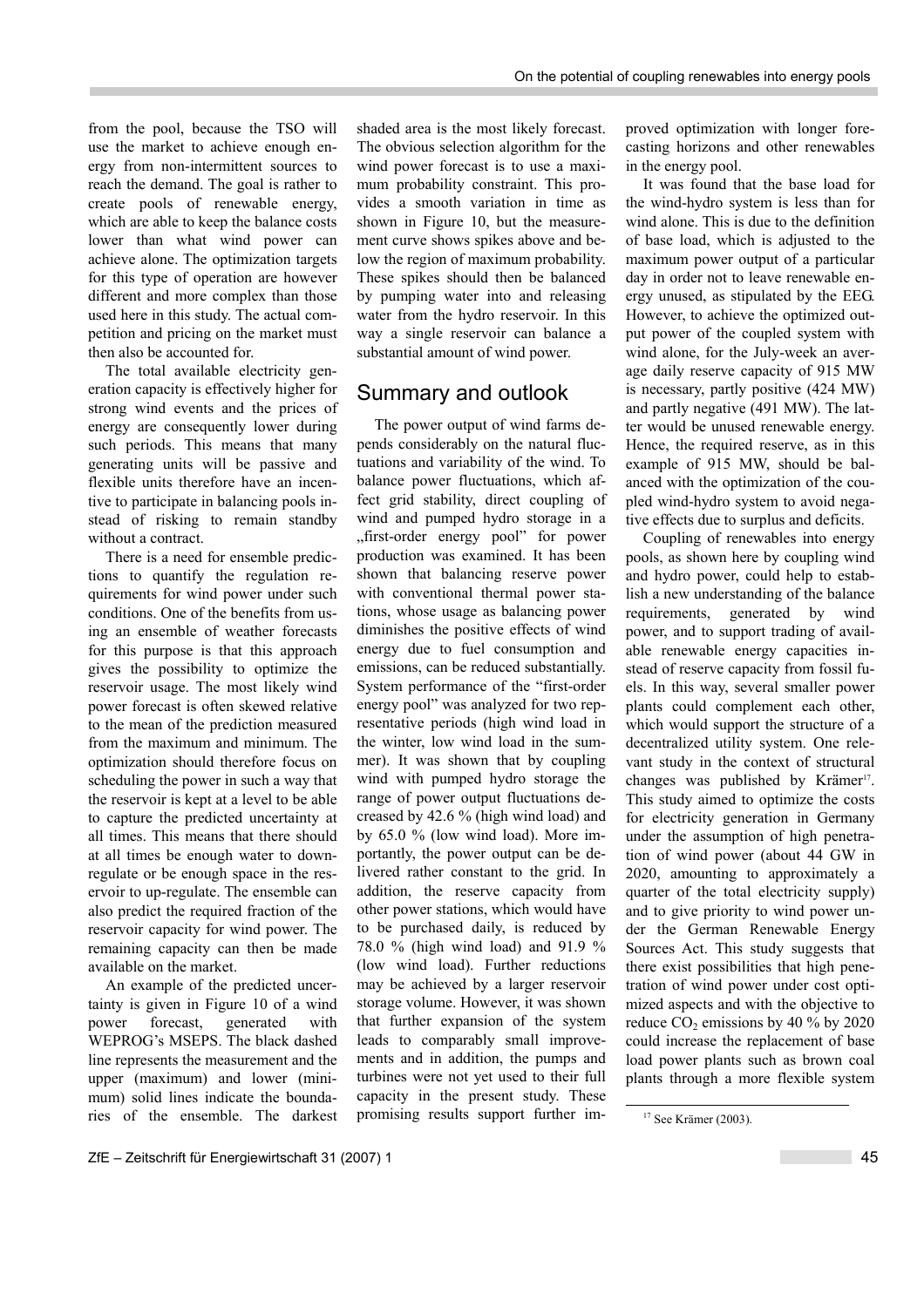from the pool, because the TSO will use the market to achieve enough energy from non-intermittent sources to reach the demand. The goal is rather to create pools of renewable energy, which are able to keep the balance costs lower than what wind power can achieve alone. The optimization targets for this type of operation are however different and more complex than those used here in this study. The actual competition and pricing on the market must then also be accounted for.

The total available electricity generation capacity is effectively higher for strong wind events and the prices of energy are consequently lower during such periods. This means that many generating units will be passive and flexible units therefore have an incentive to participate in balancing pools instead of risking to remain standby without a contract.

There is a need for ensemble predictions to quantify the regulation requirements for wind power under such conditions. One of the benefits from using an ensemble of weather forecasts for this purpose is that this approach gives the possibility to optimize the reservoir usage. The most likely wind power forecast is often skewed relative to the mean of the prediction measured from the maximum and minimum. The optimization should therefore focus on scheduling the power in such a way that the reservoir is kept at a level to be able to capture the predicted uncertainty at all times. This means that there should at all times be enough water to down-regulate or be enough space in the reservoir to up-regulate. The ensemble can also predict the required fraction of the reservoir capacity for wind power. The remaining capacity can then be made available on the market.

An example of the predicted uncertainty is given in Figure 10 of a wind power forecast, generated with WEPROG's MSEPS. The black dashed line represents the measurement and the upper (maximum) and lower (minimum) solid lines indicate the boundaries of the ensemble. The darkest shaded area is the most likely forecast. The obvious selection algorithm for the wind power forecast is to use a maximum probability constraint. This provides a smooth variation in time as shown in Figure 10, but the measurement curve shows spikes above and below the region of maximum probability. These spikes should then be balanced by pumping water into and releasing water from the hydro reservoir. In this way a single reservoir can balance a substantial amount of wind power.

## Summary and outlook

The power output of wind farms depends considerably on the natural fluctuations and variability of the wind. To balance power fluctuations, which affect grid stability, direct coupling of wind and pumped hydro storage in a „first-order energy pool" for power production was examined. It has been shown that balancing reserve power with conventional thermal power stations, whose usage as balancing power diminishes the positive effects of wind energy due to fuel consumption and emissions, can be reduced substantially. System performance of the "first-order energy pool" was analyzed for two representative periods (high wind load in the winter, low wind load in the summer). It was shown that by coupling wind with pumped hydro storage the range of power output fluctuations decreased by 42.6 % (high wind load) and by 65.0 % (low wind load). More importantly, the power output can be delivered rather constant to the grid. In addition, the reserve capacity from other power stations, which would have to be purchased daily, is reduced by 78.0 % (high wind load) and 91.9 % (low wind load). Further reductions may be achieved by a larger reservoir storage volume. However, it was shown that further expansion of the system leads to comparably small improvements and in addition, the pumps and turbines were not yet used to their full capacity in the present study. These promising results support further improved optimization with longer forecasting horizons and other renewables in the energy pool.

It was found that the base load for the wind-hydro system is less than for wind alone. This is due to the definition of base load, which is adjusted to the maximum power output of a particular day in order not to leave renewable energy unused, as stipulated by the EEG. However, to achieve the optimized output power of the coupled system with wind alone, for the July-week an average daily reserve capacity of 915 MW is necessary, partly positive (424 MW) and partly negative (491 MW). The latter would be unused renewable energy. Hence, the required reserve, as in this example of 915 MW, should be balanced with the optimization of the coupled wind-hydro system to avoid negative effects due to surplus and deficits.

Coupling of renewables into energy pools, as shown here by coupling wind and hydro power, could help to establish a new understanding of the balance requirements, generated by wind power, and to support trading of available renewable energy capacities instead of reserve capacity from fossil fuels. In this way, several smaller power plants could complement each other, which would support the structure of a decentralized utility system. One relevant study in the context of structural changes was published by Krämer[17]. This study aimed to optimize the costs for electricity generation in Germany under the assumption of high penetration of wind power (about 44 GW in 2020, amounting to approximately a quarter of the total electricity supply) and to give priority to wind power under the German Renewable Energy Sources Act. This study suggests that there exist possibilities that high penetration of wind power under cost optimized aspects and with the objective to reduce $CO_2$ emissions by 40 % by 2020 could increase the replacement of base load power plants such as brown coal plants through a more flexible system

[17] See Krämer (2003).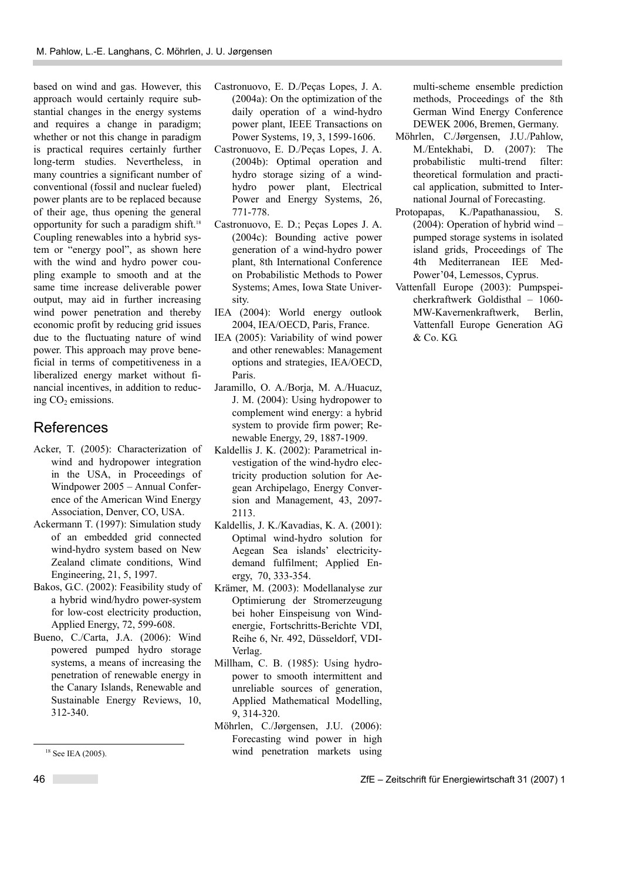based on wind and gas. However, this approach would certainly require substantial changes in the energy systems and requires a change in paradigm; whether or not this change in paradigm is practical requires certainly further long-term studies. Nevertheless, in many countries a significant number of conventional (fossil and nuclear fueled) power plants are to be replaced because of their age, thus opening the general opportunity for such a paradigm shift.[18] Coupling renewables into a hybrid system or "energy pool", as shown here with the wind and hydro power coupling example to smooth and at the same time increase deliverable power output, may aid in further increasing wind power penetration and thereby economic profit by reducing grid issues due to the fluctuating nature of wind power. This approach may prove beneficial in terms of competitiveness in a liberalized energy market without financial incentives, in addition to reducing $CO_2$ emissions.

## References

Acker, T. (2005): Characterization of wind and hydropower integration in the USA, in Proceedings of Windpower 2005 – Annual Conference of the American Wind Energy Association, Denver, CO, USA.

Ackermann T. (1997): Simulation study of an embedded grid connected wind-hydro system based on New Zealand climate conditions, Wind Engineering, 21, 5, 1997.

Bakos, G.C. (2002): Feasibility study of a hybrid wind/hydro power-system for low-cost electricity production, Applied Energy, 72, 599-608.

Bueno, C./Carta, J.A. (2006): Wind powered pumped hydro storage systems, a means of increasing the penetration of renewable energy in the Canary Islands, Renewable and Sustainable Energy Reviews, 10, 312-340.

Castronuovo, E. D./Peças Lopes, J. A. (2004a): On the optimization of the daily operation of a wind-hydro power plant, IEEE Transactions on Power Systems, 19, 3, 1599-1606.

Castronuovo, E. D./Peças Lopes, J. A. (2004b): Optimal operation and hydro storage sizing of a wind-hydro power plant, Electrical Power and Energy Systems, 26, 771-778.

Castronuovo, E. D.; Peças Lopes J. A. (2004c): Bounding active power generation of a wind-hydro power plant, 8th International Conference on Probabilistic Methods to Power Systems; Ames, Iowa State University.

IEA (2004): World energy outlook 2004, IEA/OECD, Paris, France.

IEA (2005): Variability of wind power and other renewables: Management options and strategies, IEA/OECD, Paris.

Jaramillo, O. A./Borja, M. A./Huacuz, J. M. (2004): Using hydropower to complement wind energy: a hybrid system to provide firm power; Renewable Energy, 29, 1887-1909.

Kaldellis J. K. (2002): Parametrical investigation of the wind-hydro electricity production solution for Aegean Archipelago, Energy Conversion and Management, 43, 2097-2113.

Kaldellis, J. K./Kavadias, K. A. (2001): Optimal wind-hydro solution for Aegean Sea islands' electricity-demand fulfilment; Applied Energy, 70, 333-354.

Krämer, M. (2003): Modellanalyse zur Optimierung der Stromerzeugung bei hoher Einspeisung von Windenergie, Fortschritts-Berichte VDI, Reihe 6, Nr. 492, Düsseldorf, VDI-Verlag.

Millham, C. B. (1985): Using hydropower to smooth intermittent and unreliable sources of generation, Applied Mathematical Modelling, 9, 314-320.

Möhrlen, C./Jørgensen, J.U. (2006): Forecasting wind power in high wind penetration markets using multi-scheme ensemble prediction methods, Proceedings of the 8th German Wind Energy Conference DEWEK 2006, Bremen, Germany.

Möhrlen, C./Jørgensen, J.U./Pahlow, M./Entekhabi, D. (2007): The probabilistic multi-trend filter: theoretical formulation and practical application, submitted to International Journal of Forecasting.

Protopapas, K./Papathanassiou, S. (2004): Operation of hybrid wind – pumped storage systems in isolated island grids, Proceedings of The 4th Mediterranean IEE Med-Power'04, Lemessos, Cyprus.

Vattenfall Europe (2003): Pumpspeicherkraftwerk Goldisthal – 1060-MW-Kavernenkraftwerk, Berlin, Vattenfall Europe Generation AG & Co. KG.

[18] See IEA (2005).